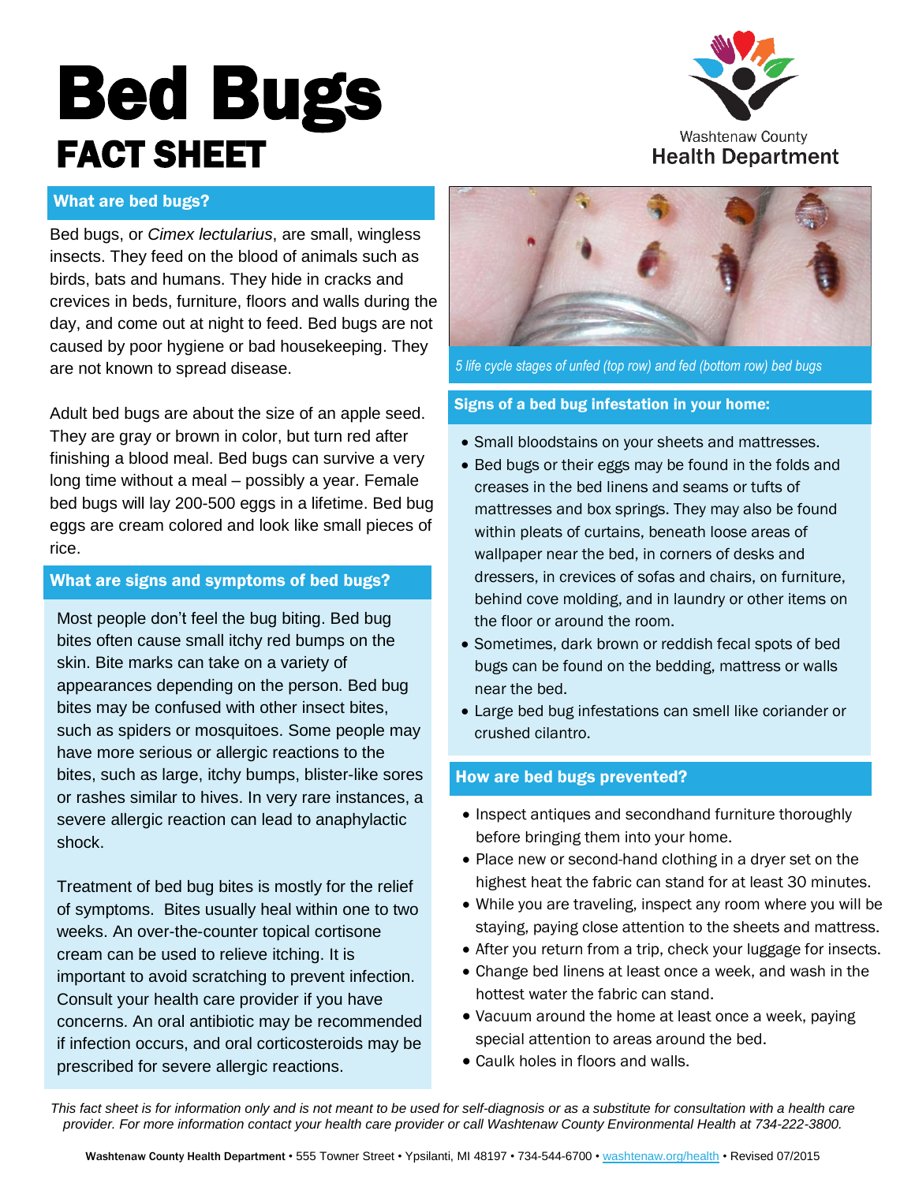# Bed Bugs

## FACT SHEET

Washtenaw County Health Department

### What are bed bugs?

Bed bugs, or *Cimex lectularius*, are small, wingless insects. They feed on the blood of animals such as birds, bats and humans. They hide in cracks and crevices in beds, furniture, floors and walls during the day, and come out at night to feed. Bed bugs are not caused by poor hygiene or bad housekeeping. They are not known to spread disease.

Adult bed bugs are about the size of an apple seed. They are gray or brown in color, but turn red after finishing a blood meal. Bed bugs can survive a very long time without a meal – possibly a year. Female bed bugs will lay 200-500 eggs in a lifetime. Bed bug eggs are cream colored and look like small pieces of rice.

### What are signs and symptoms of bed bugs?

Most people don't feel the bug biting. Bed bug bites often cause small itchy red bumps on the skin. Bite marks can take on a variety of appearances depending on the person. Bed bug bites may be confused with other insect bites, such as spiders or mosquitoes. Some people may have more serious or allergic reactions to the bites, such as large, itchy bumps, blister-like sores or rashes similar to hives. In very rare instances, a severe allergic reaction can lead to anaphylactic shock.

Treatment of bed bug bites is mostly for the relief of symptoms. Bites usually heal within one to two weeks. An over-the-counter topical cortisone cream can be used to relieve itching. It is important to avoid scratching to prevent infection. Consult your health care provider if you have concerns. An oral antibiotic may be recommended if infection occurs, and oral corticosteroids may be prescribed for severe allergic reactions.

*5 life cycle stages of unfed (top row) and fed (bottom row) bed bugs*

### Signs of a bed bug infestation in your home:

- Small bloodstains on your sheets and mattresses.
- Bed bugs or their eggs may be found in the folds and creases in the bed linens and seams or tufts of mattresses and box springs. They may also be found within pleats of curtains, beneath loose areas of wallpaper near the bed, in corners of desks and dressers, in crevices of sofas and chairs, on furniture, behind cove molding, and in laundry or other items on the floor or around the room.
- Sometimes, dark brown or reddish fecal spots of bed bugs can be found on the bedding, mattress or walls near the bed.
- Large bed bug infestations can smell like coriander or crushed cilantro.

### How are bed bugs prevented?

- Inspect antiques and secondhand furniture thoroughly before bringing them into your home.
- Place new or second-hand clothing in a dryer set on the highest heat the fabric can stand for at least 30 minutes.
- While you are traveling, inspect any room where you will be staying, paying close attention to the sheets and mattress.
- After you return from a trip, check your luggage for insects.
- Change bed linens at least once a week, and wash in the hottest water the fabric can stand.
- Vacuum around the home at least once a week, paying special attention to areas around the bed.
- Caulk holes in floors and walls.

*This fact sheet is for information only and is not meant to be used for self-diagnosis or as a substitute for consultation with a health care provider. For more information contact your health care provider or call Washtenaw County Environmental Health at 734-222-3800.*

**Washtenaw County Health Department** • 555 Towner Street • Ypsilanti, MI 48197 • 734-544-6700 • washtenaw.org/health • Revised 07/2015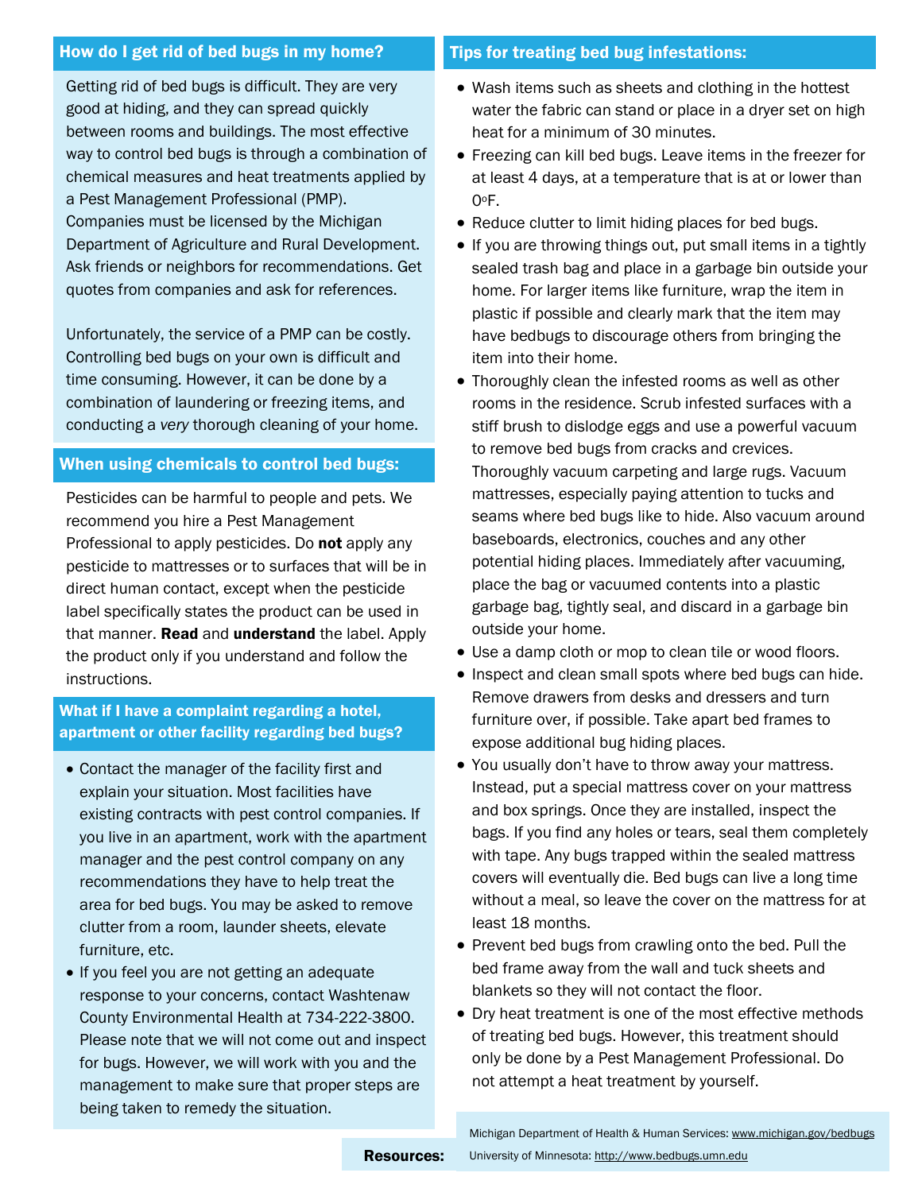## How do I get rid of bed bugs in my home?

Getting rid of bed bugs is difficult. They are very good at hiding, and they can spread quickly between rooms and buildings. The most effective way to control bed bugs is through a combination of chemical measures and heat treatments applied by a Pest Management Professional (PMP). Companies must be licensed by the Michigan Department of Agriculture and Rural Development. Ask friends or neighbors for recommendations. Get quotes from companies and ask for references.

Unfortunately, the service of a PMP can be costly. Controlling bed bugs on your own is difficult and time consuming. However, it can be done by a combination of laundering or freezing items, and conducting a *very* thorough cleaning of your home.

## When using chemicals to control bed bugs:

Pesticides can be harmful to people and pets. We recommend you hire a Pest Management Professional to apply pesticides. Do **not** apply any pesticide to mattresses or to surfaces that will be in direct human contact, except when the pesticide label specifically states the product can be used in that manner. **Read** and **understand** the label. Apply the product only if you understand and follow the instructions.

## What if I have a complaint regarding a hotel, apartment or other facility regarding bed bugs?

- Contact the manager of the facility first and explain your situation. Most facilities have existing contracts with pest control companies. If you live in an apartment, work with the apartment manager and the pest control company on any recommendations they have to help treat the area for bed bugs. You may be asked to remove clutter from a room, launder sheets, elevate furniture, etc.
- If you feel you are not getting an adequate response to your concerns, contact Washtenaw County Environmental Health at 734-222-3800. Please note that we will not come out and inspect for bugs. However, we will work with you and the management to make sure that proper steps are being taken to remedy the situation.

## Tips for treating bed bug infestations:

- Wash items such as sheets and clothing in the hottest water the fabric can stand or place in a dryer set on high heat for a minimum of 30 minutes.
- Freezing can kill bed bugs. Leave items in the freezer for at least 4 days, at a temperature that is at or lower than 0°F.
- Reduce clutter to limit hiding places for bed bugs.
- If you are throwing things out, put small items in a tightly sealed trash bag and place in a garbage bin outside your home. For larger items like furniture, wrap the item in plastic if possible and clearly mark that the item may have bedbugs to discourage others from bringing the item into their home.
- Thoroughly clean the infested rooms as well as other rooms in the residence. Scrub infested surfaces with a stiff brush to dislodge eggs and use a powerful vacuum to remove bed bugs from cracks and crevices. Thoroughly vacuum carpeting and large rugs. Vacuum mattresses, especially paying attention to tucks and seams where bed bugs like to hide. Also vacuum around baseboards, electronics, couches and any other potential hiding places. Immediately after vacuuming, place the bag or vacuumed contents into a plastic garbage bag, tightly seal, and discard in a garbage bin outside your home.
- Use a damp cloth or mop to clean tile or wood floors.
- Inspect and clean small spots where bed bugs can hide. Remove drawers from desks and dressers and turn furniture over, if possible. Take apart bed frames to expose additional bug hiding places.
- You usually don't have to throw away your mattress. Instead, put a special mattress cover on your mattress and box springs. Once they are installed, inspect the bags. If you find any holes or tears, seal them completely with tape. Any bugs trapped within the sealed mattress covers will eventually die. Bed bugs can live a long time without a meal, so leave the cover on the mattress for at least 18 months.
- Prevent bed bugs from crawling onto the bed. Pull the bed frame away from the wall and tuck sheets and blankets so they will not contact the floor.
- Dry heat treatment is one of the most effective methods of treating bed bugs. However, this treatment should only be done by a Pest Management Professional. Do not attempt a heat treatment by yourself.

**Resources:**

Michigan Department of Health & Human Services: www.michigan.gov/bedbugs

University of Minnesota: http://www.bedbugs.umn.edu